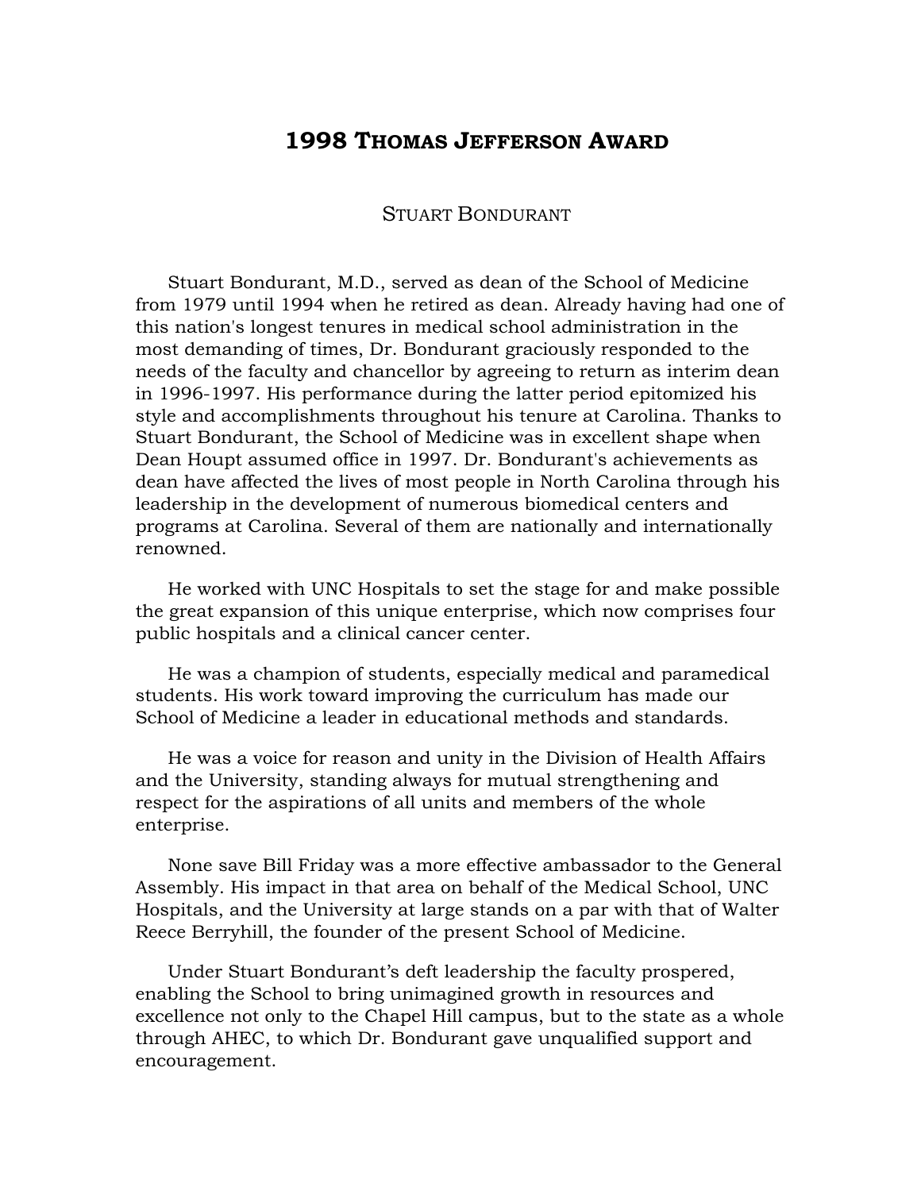# 1998 THOMAS JEFFERSON AWARD

## STUART BONDURANT

Stuart Bondurant, M.D., served as dean of the School of Medicine from 1979 until 1994 when he retired as dean. Already having had one of this nation's longest tenures in medical school administration in the most demanding of times, Dr. Bondurant graciously responded to the needs of the faculty and chancellor by agreeing to return as interim dean in 1996-1997. His performance during the latter period epitomized his style and accomplishments throughout his tenure at Carolina. Thanks to Stuart Bondurant, the School of Medicine was in excellent shape when Dean Houpt assumed office in 1997. Dr. Bondurant's achievements as dean have affected the lives of most people in North Carolina through his leadership in the development of numerous biomedical centers and programs at Carolina. Several of them are nationally and internationally renowned.

He worked with UNC Hospitals to set the stage for and make possible the great expansion of this unique enterprise, which now comprises four public hospitals and a clinical cancer center.

He was a champion of students, especially medical and paramedical students. His work toward improving the curriculum has made our School of Medicine a leader in educational methods and standards.

He was a voice for reason and unity in the Division of Health Affairs and the University, standing always for mutual strengthening and respect for the aspirations of all units and members of the whole enterprise.

None save Bill Friday was a more effective ambassador to the General Assembly. His impact in that area on behalf of the Medical School, UNC Hospitals, and the University at large stands on a par with that of Walter Reece Berryhill, the founder of the present School of Medicine.

Under Stuart Bondurant's deft leadership the faculty prospered, enabling the School to bring unimagined growth in resources and excellence not only to the Chapel Hill campus, but to the state as a whole through AHEC, to which Dr. Bondurant gave unqualified support and encouragement.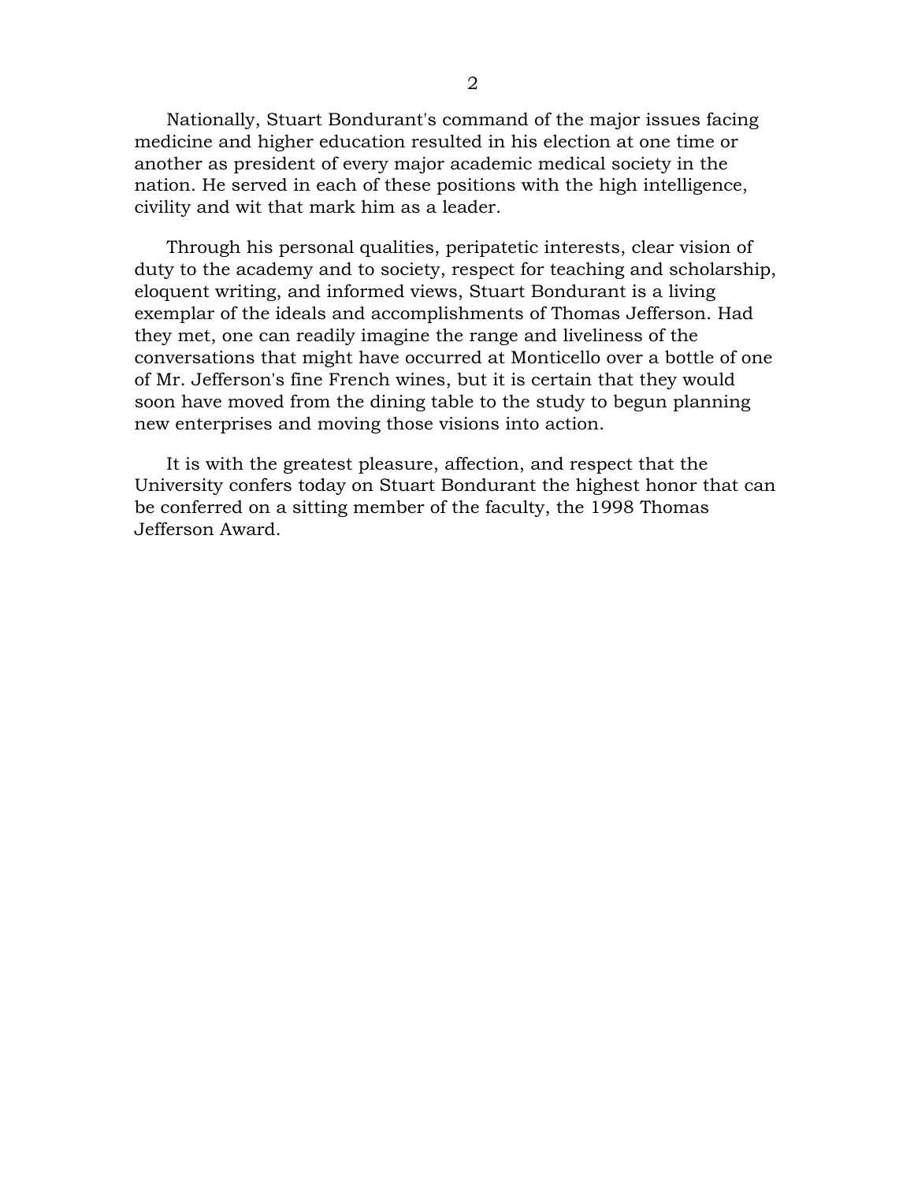Nationally, Stuart Bondurant's command of the major issues facing medicine and higher education resulted in his election at one time or another as president of every major academic medical society in the nation. He served in each of these positions with the high intelligence, civility and wit that mark him as a leader.

Through his personal qualities, peripatetic interests, clear vision of duty to the academy and to society, respect for teaching and scholarship, eloquent writing, and informed views, Stuart Bondurant is a living exemplar of the ideals and accomplishments of Thomas Jefferson. Had they met, one can readily imagine the range and liveliness of the conversations that might have occurred at Monticello over a bottle of one of Mr. Jefferson's fine French wines, but it is certain that they would soon have moved from the dining table to the study to begun planning new enterprises and moving those visions into action.

It is with the greatest pleasure, affection, and respect that the University confers today on Stuart Bondurant the highest honor that can be conferred on a sitting member of the faculty, the 1998 Thomas Jefferson Award.